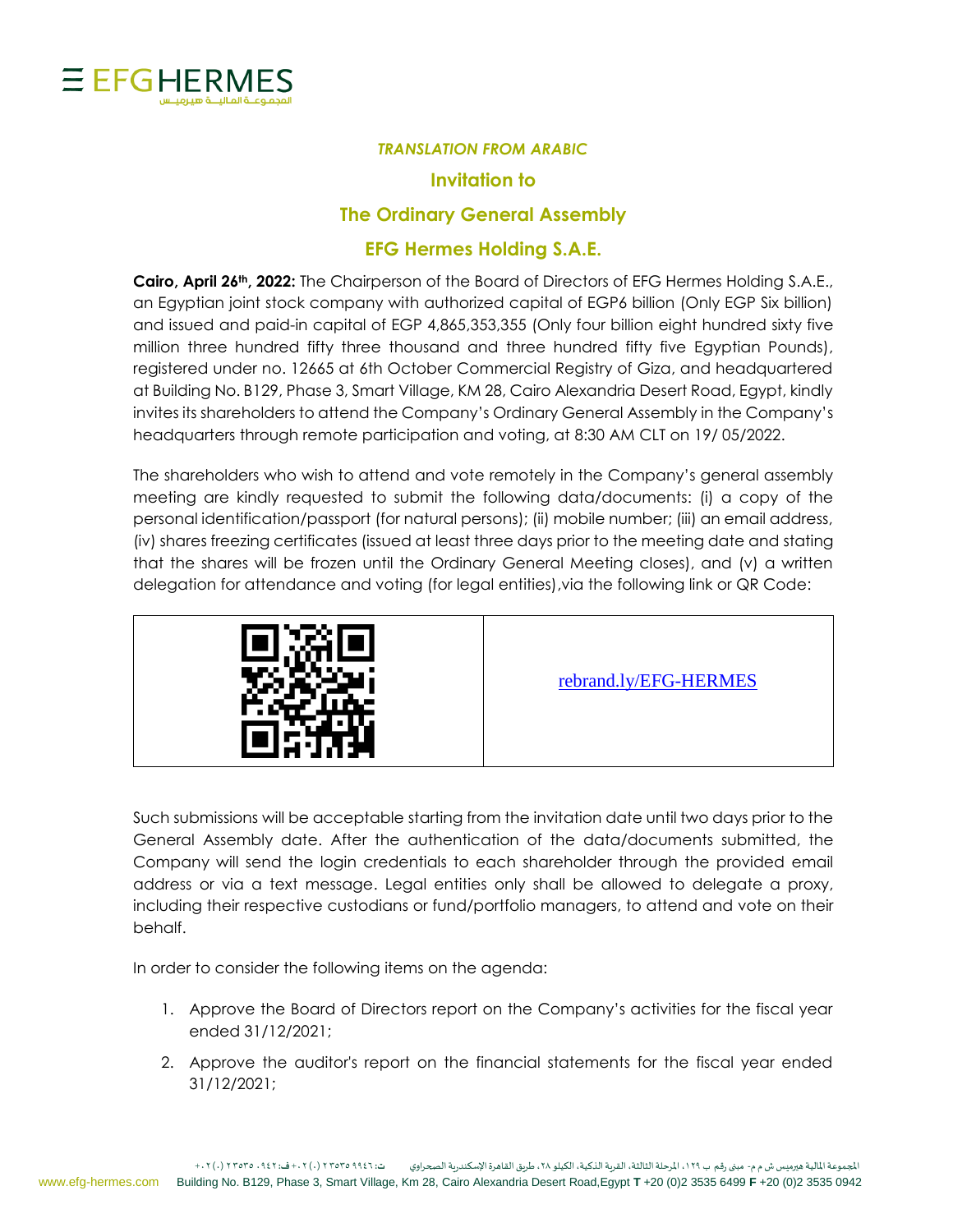*TRANSLATION FROM ARABIC*

## Invitation to

## The Ordinary General Assembly

## EFG Hermes Holding S.A.E.

**Cairo, April 26th, 2022:** The Chairperson of the Board of Directors of EFG Hermes Holding S.A.E., an Egyptian joint stock company with authorized capital of EGP6 billion (Only EGP Six billion) and issued and paid-in capital of EGP 4,865,353,355 (Only four billion eight hundred sixty five million three hundred fifty three thousand and three hundred fifty five Egyptian Pounds), registered under no. 12665 at 6th October Commercial Registry of Giza, and headquartered at Building No. B129, Phase 3, Smart Village, KM 28, Cairo Alexandria Desert Road, Egypt, kindly invites its shareholders to attend the Company's Ordinary General Assembly in the Company's headquarters through remote participation and voting, at 8:30 AM CLT on 19/ 05/2022.

The shareholders who wish to attend and vote remotely in the Company's general assembly meeting are kindly requested to submit the following data/documents: (i) a copy of the personal identification/passport (for natural persons); (ii) mobile number; (iii) an email address, (iv) shares freezing certificates (issued at least three days prior to the meeting date and stating that the shares will be frozen until the Ordinary General Meeting closes), and (v) a written delegation for attendance and voting (for legal entities),via the following link or QR Code:

| | |
|---|---|
| | rebrand.ly/EFG-HERMES |

Such submissions will be acceptable starting from the invitation date until two days prior to the General Assembly date. After the authentication of the data/documents submitted, the Company will send the login credentials to each shareholder through the provided email address or via a text message. Legal entities only shall be allowed to delegate a proxy, including their respective custodians or fund/portfolio managers, to attend and vote on their behalf.

In order to consider the following items on the agenda:

1. Approve the Board of Directors report on the Company's activities for the fiscal year ended 31/12/2021;
2. Approve the auditor's report on the financial statements for the fiscal year ended 31/12/2021;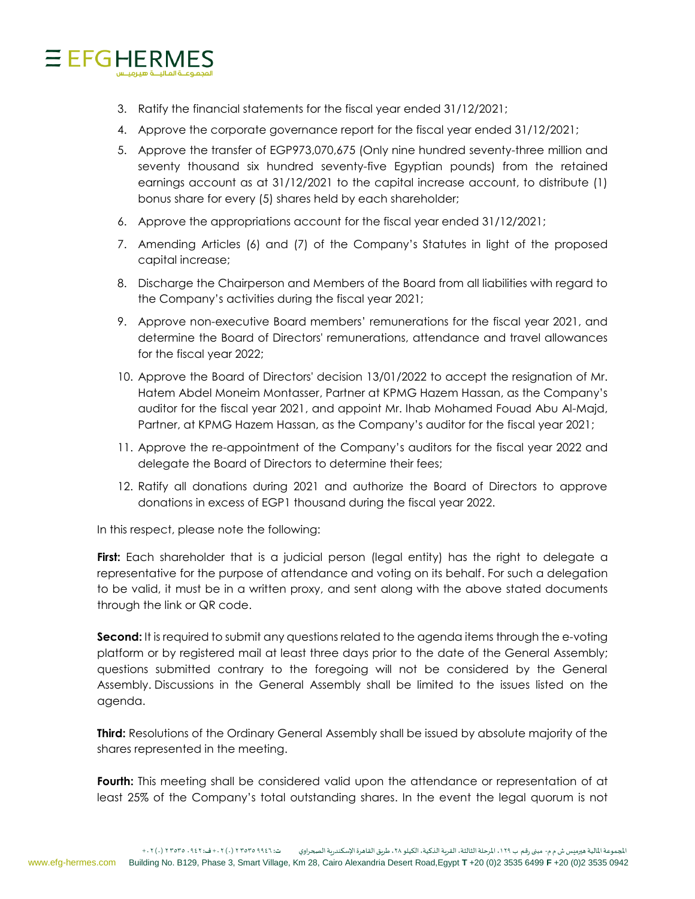3. Ratify the financial statements for the fiscal year ended 31/12/2021;
4. Approve the corporate governance report for the fiscal year ended 31/12/2021;
5. Approve the transfer of EGP973,070,675 (Only nine hundred seventy-three million and seventy thousand six hundred seventy-five Egyptian pounds) from the retained earnings account as at 31/12/2021 to the capital increase account, to distribute (1) bonus share for every (5) shares held by each shareholder;
6. Approve the appropriations account for the fiscal year ended 31/12/2021;
7. Amending Articles (6) and (7) of the Company's Statutes in light of the proposed capital increase;
8. Discharge the Chairperson and Members of the Board from all liabilities with regard to the Company's activities during the fiscal year 2021;
9. Approve non-executive Board members' remunerations for the fiscal year 2021, and determine the Board of Directors' remunerations, attendance and travel allowances for the fiscal year 2022;
10. Approve the Board of Directors' decision 13/01/2022 to accept the resignation of Mr. Hatem Abdel Moneim Montasser, Partner at KPMG Hazem Hassan, as the Company's auditor for the fiscal year 2021, and appoint Mr. Ihab Mohamed Fouad Abu Al-Majd, Partner, at KPMG Hazem Hassan, as the Company's auditor for the fiscal year 2021;
11. Approve the re-appointment of the Company's auditors for the fiscal year 2022 and delegate the Board of Directors to determine their fees;
12. Ratify all donations during 2021 and authorize the Board of Directors to approve donations in excess of EGP1 thousand during the fiscal year 2022.

In this respect, please note the following:

**First:** Each shareholder that is a judicial person (legal entity) has the right to delegate a representative for the purpose of attendance and voting on its behalf. For such a delegation to be valid, it must be in a written proxy, and sent along with the above stated documents through the link or QR code.

**Second:** It is required to submit any questions related to the agenda items through the e-voting platform or by registered mail at least three days prior to the date of the General Assembly; questions submitted contrary to the foregoing will not be considered by the General Assembly. Discussions in the General Assembly shall be limited to the issues listed on the agenda.

**Third:** Resolutions of the Ordinary General Assembly shall be issued by absolute majority of the shares represented in the meeting.

**Fourth:** This meeting shall be considered valid upon the attendance or representation of at least 25% of the Company's total outstanding shares. In the event the legal quorum is not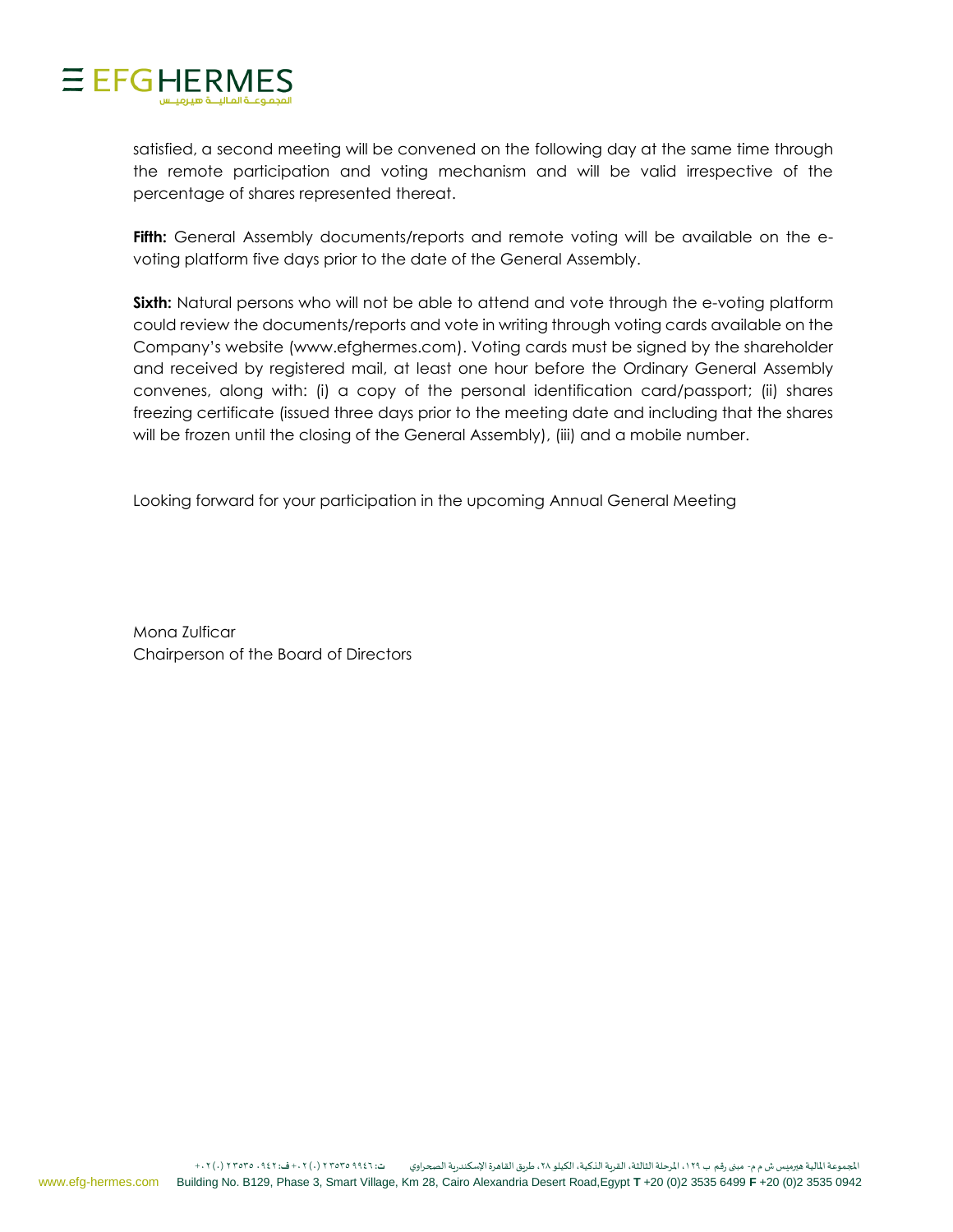satisfied, a second meeting will be convened on the following day at the same time through the remote participation and voting mechanism and will be valid irrespective of the percentage of shares represented thereat.

**Fifth:** General Assembly documents/reports and remote voting will be available on the e-voting platform five days prior to the date of the General Assembly.

**Sixth:** Natural persons who will not be able to attend and vote through the e-voting platform could review the documents/reports and vote in writing through voting cards available on the Company's website (www.efghermes.com). Voting cards must be signed by the shareholder and received by registered mail, at least one hour before the Ordinary General Assembly convenes, along with: (i) a copy of the personal identification card/passport; (ii) shares freezing certificate (issued three days prior to the meeting date and including that the shares will be frozen until the closing of the General Assembly), (iii) and a mobile number.

Looking forward for your participation in the upcoming Annual General Meeting

Mona Zulficar
Chairperson of the Board of Directors